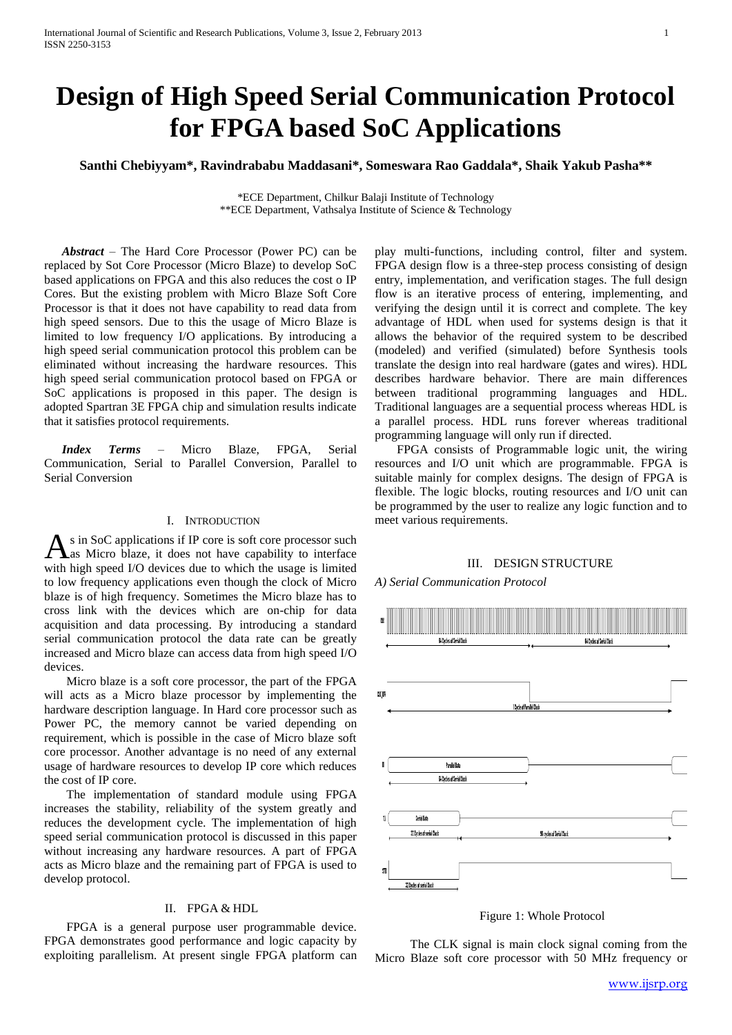# Design of High Speed Serial Communication Protocol for FPGA based SoC Applications

**Santhi Chebiyyam*, Ravindrababu Maddasani*, Someswara Rao Gaddala*, Shaik Yakub Pasha****

*ECE Department, Chilkur Balaji Institute of Technology
**ECE Department, Vathsalya Institute of Science & Technology

***Abstract*** – The Hard Core Processor (Power PC) can be replaced by Sot Core Processor (Micro Blaze) to develop SoC based applications on FPGA and this also reduces the cost o IP Cores. But the existing problem with Micro Blaze Soft Core Processor is that it does not have capability to read data from high speed sensors. Due to this the usage of Micro Blaze is limited to low frequency I/O applications. By introducing a high speed serial communication protocol this problem can be eliminated without increasing the hardware resources. This high speed serial communication protocol based on FPGA or SoC applications is proposed in this paper. The design is adopted Spartran 3E FPGA chip and simulation results indicate that it satisfies protocol requirements.

***Index Terms*** – Micro Blaze, FPGA, Serial Communication, Serial to Parallel Conversion, Parallel to Serial Conversion

## I. Introduction

As in SoC applications if IP core is soft core processor such as Micro blaze, it does not have capability to interface with high speed I/O devices due to which the usage is limited to low frequency applications even though the clock of Micro blaze is of high frequency. Sometimes the Micro blaze has to cross link with the devices which are on-chip for data acquisition and data processing. By introducing a standard serial communication protocol the data rate can be greatly increased and Micro blaze can access data from high speed I/O devices.

Micro blaze is a soft core processor, the part of the FPGA will acts as a Micro blaze processor by implementing the hardware description language. In Hard core processor such as Power PC, the memory cannot be varied depending on requirement, which is possible in the case of Micro blaze soft core processor. Another advantage is no need of any external usage of hardware resources to develop IP core which reduces the cost of IP core.

The implementation of standard module using FPGA increases the stability, reliability of the system greatly and reduces the development cycle. The implementation of high speed serial communication protocol is discussed in this paper without increasing any hardware resources. A part of FPGA acts as Micro blaze and the remaining part of FPGA is used to develop protocol.

## II. FPGA & HDL

FPGA is a general purpose user programmable device. FPGA demonstrates good performance and logic capacity by exploiting parallelism. At present single FPGA platform can play multi-functions, including control, filter and system. FPGA design flow is a three-step process consisting of design entry, implementation, and verification stages. The full design flow is an iterative process of entering, implementing, and verifying the design until it is correct and complete. The key advantage of HDL when used for systems design is that it allows the behavior of the required system to be described (modeled) and verified (simulated) before Synthesis tools translate the design into real hardware (gates and wires). HDL describes hardware behavior. There are main differences between traditional programming languages and HDL. Traditional languages are a sequential process whereas HDL is a parallel process. HDL runs forever whereas traditional programming language will only run if directed.

FPGA consists of Programmable logic unit, the wiring resources and I/O unit which are programmable. FPGA is suitable mainly for complex designs. The design of FPGA is flexible. The logic blocks, routing resources and I/O unit can be programmed by the user to realize any logic function and to meet various requirements.

## III. Design Structure

### *A) Serial Communication Protocol*

Figure 1: Whole Protocol

The CLK signal is main clock signal coming from the Micro Blaze soft core processor with 50 MHz frequency or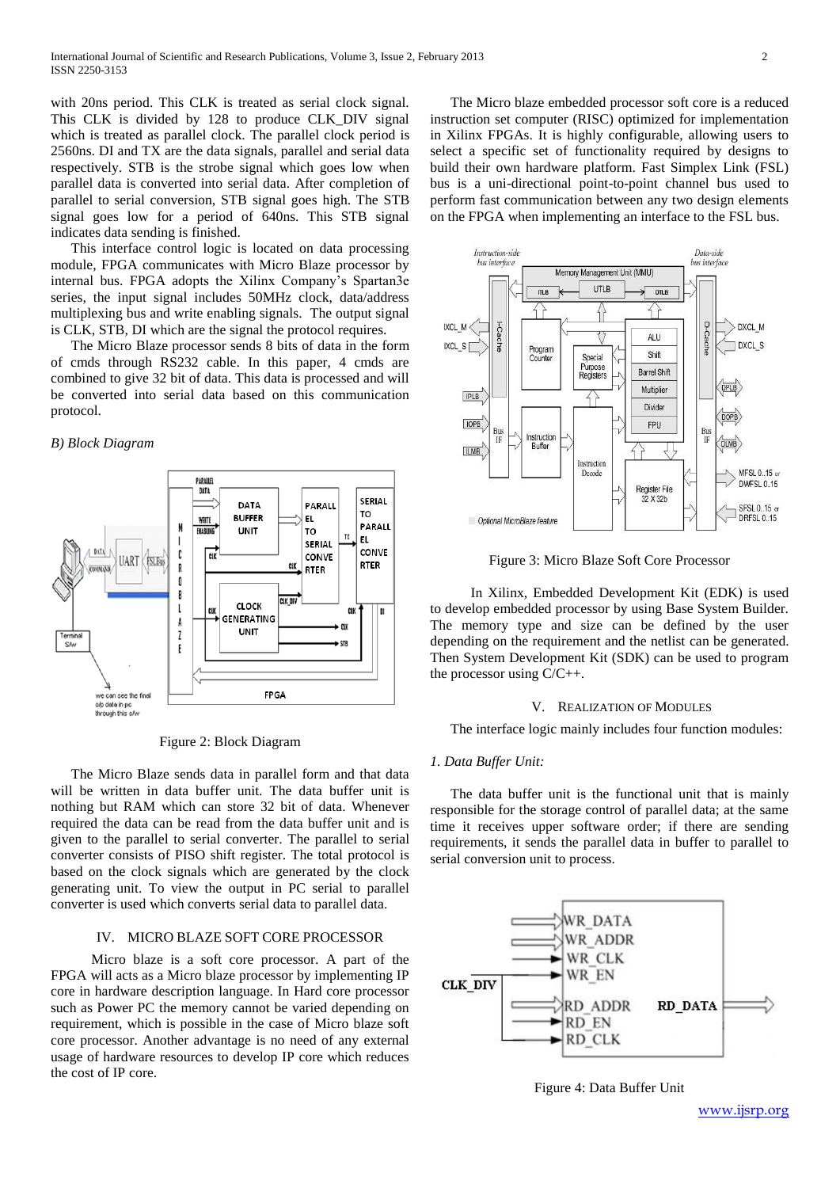with 20ns period. This CLK is treated as serial clock signal. This CLK is divided by 128 to produce CLK_DIV signal which is treated as parallel clock. The parallel clock period is 2560ns. DI and TX are the data signals, parallel and serial data respectively. STB is the strobe signal which goes low when parallel data is converted into serial data. After completion of parallel to serial conversion, STB signal goes high. The STB signal goes low for a period of 640ns. This STB signal indicates data sending is finished.

This interface control logic is located on data processing module, FPGA communicates with Micro Blaze processor by internal bus. FPGA adopts the Xilinx Company's Spartan3e series, the input signal includes 50MHz clock, data/address multiplexing bus and write enabling signals. The output signal is CLK, STB, DI which are the signal the protocol requires.

The Micro Blaze processor sends 8 bits of data in the form of cmds through RS232 cable. In this paper, 4 cmds are combined to give 32 bit of data. This data is processed and will be converted into serial data based on this communication protocol.

### B) Block Diagram

Figure 2: Block Diagram

The Micro Blaze sends data in parallel form and that data will be written in data buffer unit. The data buffer unit is nothing but RAM which can store 32 bit of data. Whenever required the data can be read from the data buffer unit and is given to the parallel to serial converter. The parallel to serial converter consists of PISO shift register. The total protocol is based on the clock signals which are generated by the clock generating unit. To view the output in PC serial to parallel converter is used which converts serial data to parallel data.

## IV. MICRO BLAZE SOFT CORE PROCESSOR

Micro blaze is a soft core processor. A part of the FPGA will acts as a Micro blaze processor by implementing IP core in hardware description language. In Hard core processor such as Power PC the memory cannot be varied depending on requirement, which is possible in the case of Micro blaze soft core processor. Another advantage is no need of any external usage of hardware resources to develop IP core which reduces the cost of IP core.

The Micro blaze embedded processor soft core is a reduced instruction set computer (RISC) optimized for implementation in Xilinx FPGAs. It is highly configurable, allowing users to select a specific set of functionality required by designs to build their own hardware platform. Fast Simplex Link (FSL) bus is a uni-directional point-to-point channel bus used to perform fast communication between any two design elements on the FPGA when implementing an interface to the FSL bus.

Figure 3: Micro Blaze Soft Core Processor

In Xilinx, Embedded Development Kit (EDK) is used to develop embedded processor by using Base System Builder. The memory type and size can be defined by the user depending on the requirement and the netlist can be generated. Then System Development Kit (SDK) can be used to program the processor using C/C++.

## V. REALIZATION OF MODULES

The interface logic mainly includes four function modules:

### 1. Data Buffer Unit:

The data buffer unit is the functional unit that is mainly responsible for the storage control of parallel data; at the same time it receives upper software order; if there are sending requirements, it sends the parallel data in buffer to parallel to serial conversion unit to process.

Figure 4: Data Buffer Unit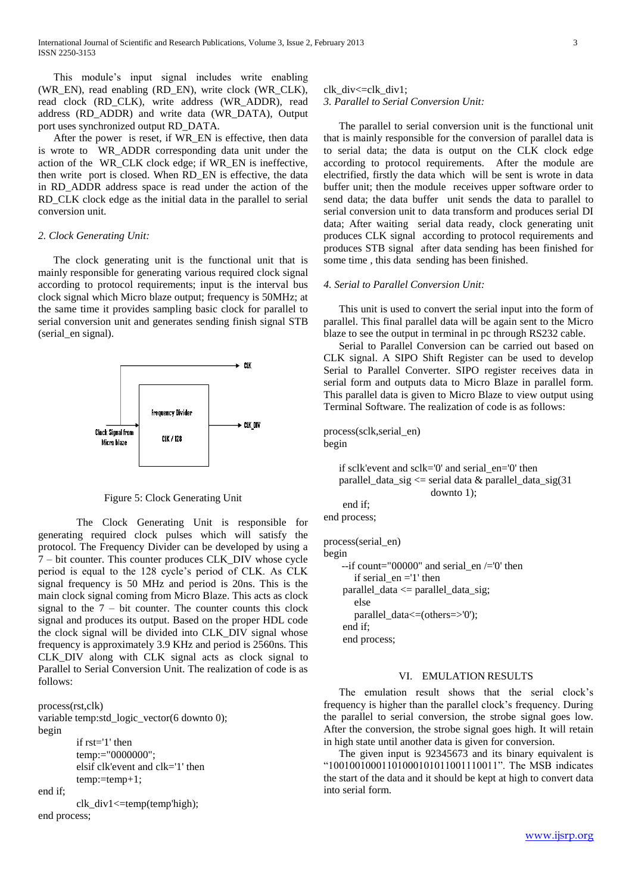This module's input signal includes write enabling (WR_EN), read enabling (RD_EN), write clock (WR_CLK), read clock (RD_CLK), write address (WR_ADDR), read address (RD_ADDR) and write data (WR_DATA), Output port uses synchronized output RD_DATA.

After the power is reset, if WR_EN is effective, then data is wrote to WR_ADDR corresponding data unit under the action of the WR_CLK clock edge; if WR_EN is ineffective, then write port is closed. When RD_EN is effective, the data in RD_ADDR address space is read under the action of the RD_CLK clock edge as the initial data in the parallel to serial conversion unit.

*2. Clock Generating Unit:*

The clock generating unit is the functional unit that is mainly responsible for generating various required clock signal according to protocol requirements; input is the interval bus clock signal which Micro blaze output; frequency is 50MHz; at the same time it provides sampling basic clock for parallel to serial conversion unit and generates sending finish signal STB (serial_en signal).

Figure 5: Clock Generating Unit

The Clock Generating Unit is responsible for generating required clock pulses which will satisfy the protocol. The Frequency Divider can be developed by using a 7 – bit counter. This counter produces CLK_DIV whose cycle period is equal to the 128 cycle's period of CLK. As CLK signal frequency is 50 MHz and period is 20ns. This is the main clock signal coming from Micro Blaze. This acts as clock signal to the 7 – bit counter. The counter counts this clock signal and produces its output. Based on the proper HDL code the clock signal will be divided into CLK_DIV signal whose frequency is approximately 3.9 KHz and period is 2560ns. This CLK_DIV along with CLK signal acts as clock signal to Parallel to Serial Conversion Unit. The realization of code is as follows:

```
process(rst,clk)
variable temp:std_logic_vector(6 downto 0);
begin
        if rst='1' then
        temp:="0000000";
        elsif clk'event and clk='1' then
        temp:=temp+1;
end if;
        clk_div1<=temp(temp'high);
end process;
clk_div<=clk_div1;
```

*3. Parallel to Serial Conversion Unit:*

The parallel to serial conversion unit is the functional unit that is mainly responsible for the conversion of parallel data is to serial data; the data is output on the CLK clock edge according to protocol requirements. After the module are electrified, firstly the data which will be sent is wrote in data buffer unit; then the module receives upper software order to send data; the data buffer unit sends the data to parallel to serial conversion unit to data transform and produces serial DI data; After waiting serial data ready, clock generating unit produces CLK signal according to protocol requirements and produces STB signal after data sending has been finished for some time , this data sending has been finished.

*4. Serial to Parallel Conversion Unit:*

This unit is used to convert the serial input into the form of parallel. This final parallel data will be again sent to the Micro blaze to see the output in terminal in pc through RS232 cable.

Serial to Parallel Conversion can be carried out based on CLK signal. A SIPO Shift Register can be used to develop Serial to Parallel Converter. SIPO register receives data in serial form and outputs data to Micro Blaze in parallel form. This parallel data is given to Micro Blaze to view output using Terminal Software. The realization of code is as follows:

```
process(sclk,serial_en)
begin

    if sclk'event and sclk='0' and serial_en='0' then
    parallel_data_sig <= serial data & parallel_data_sig(31
                            downto 1);
     end if;
end process;

process(serial_en)
begin
    --if count="00000" and serial_en /='0' then
       if serial_en ='1' then
    parallel_data <= parallel_data_sig;
       else
       parallel_data<=(others=>'0');
    end if;
    end process;
```

## VI. EMULATION RESULTS

The emulation result shows that the serial clock's frequency is higher than the parallel clock's frequency. During the parallel to serial conversion, the strobe signal goes low. After the conversion, the strobe signal goes high. It will retain in high state until another data is given for conversion.

The given input is 92345673 and its binary equivalent is "10010010001101000101011001110011". The MSB indicates the start of the data and it should be kept at high to convert data into serial form.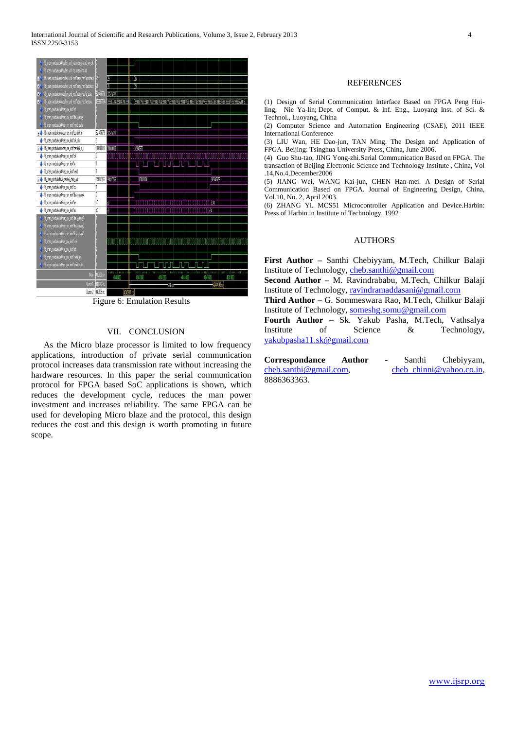Figure 6: Emulation Results

## VII. CONCLUSION

As the Micro blaze processor is limited to low frequency applications, introduction of private serial communication protocol increases data transmission rate without increasing the hardware resources. In this paper the serial communication protocol for FPGA based SoC applications is shown, which reduces the development cycle, reduces the man power investment and increases reliability. The same FPGA can be used for developing Micro blaze and the protocol, this design reduces the cost and this design is worth promoting in future scope.

## REFERENCES

(1) Design of Serial Communication Interface Based on FPGA Peng Hui-ling; Nie Ya-lin; Dept. of Comput. & Inf. Eng., Luoyang Inst. of Sci. & Technol., Luoyang, China

(2) Computer Science and Automation Engineering (CSAE), 2011 IEEE International Conference

(3) LIU Wan, HE Dao-jun, TAN Ming. The Design and Application of FPGA. Beijing: Tsinghua University Press, China, June 2006.

(4) Guo Shu-tao, JING Yong-zhi.Serial Communication Based on FPGA. The transaction of Beijing Electronic Science and Technology Institute , China, Vol .14,No.4,December2006

(5) JIANG Wei, WANG Kai-jun, CHEN Han-mei. A Design of Serial Communication Based on FPGA. Journal of Engineering Design, China, Vol.10, No. 2, April 2003.

(6) ZHANG Yi. MCS51 Microcontroller Application and Device.Harbin: Press of Harbin in Institute of Technology, 1992

## AUTHORS

**First Author** – Santhi Chebiyyam, M.Tech, Chilkur Balaji Institute of Technology, cheb.santhi@gmail.com

**Second Author** – M. Ravindrababu, M.Tech, Chilkur Balaji Institute of Technology, ravindramaddasani@gmail.com

**Third Author** – G. Sommeswara Rao, M.Tech, Chilkur Balaji Institute of Technology, someshg.somu@gmail.com

**Fourth Author** – Sk. Yakub Pasha, M.Tech, Vathsalya Institute of Science & Technology, yakubpasha11.sk@gmail.com

**Correspondance Author** - Santhi Chebiyyam, cheb.santhi@gmail.com, cheb_chinni@yahoo.co.in, 8886363363.